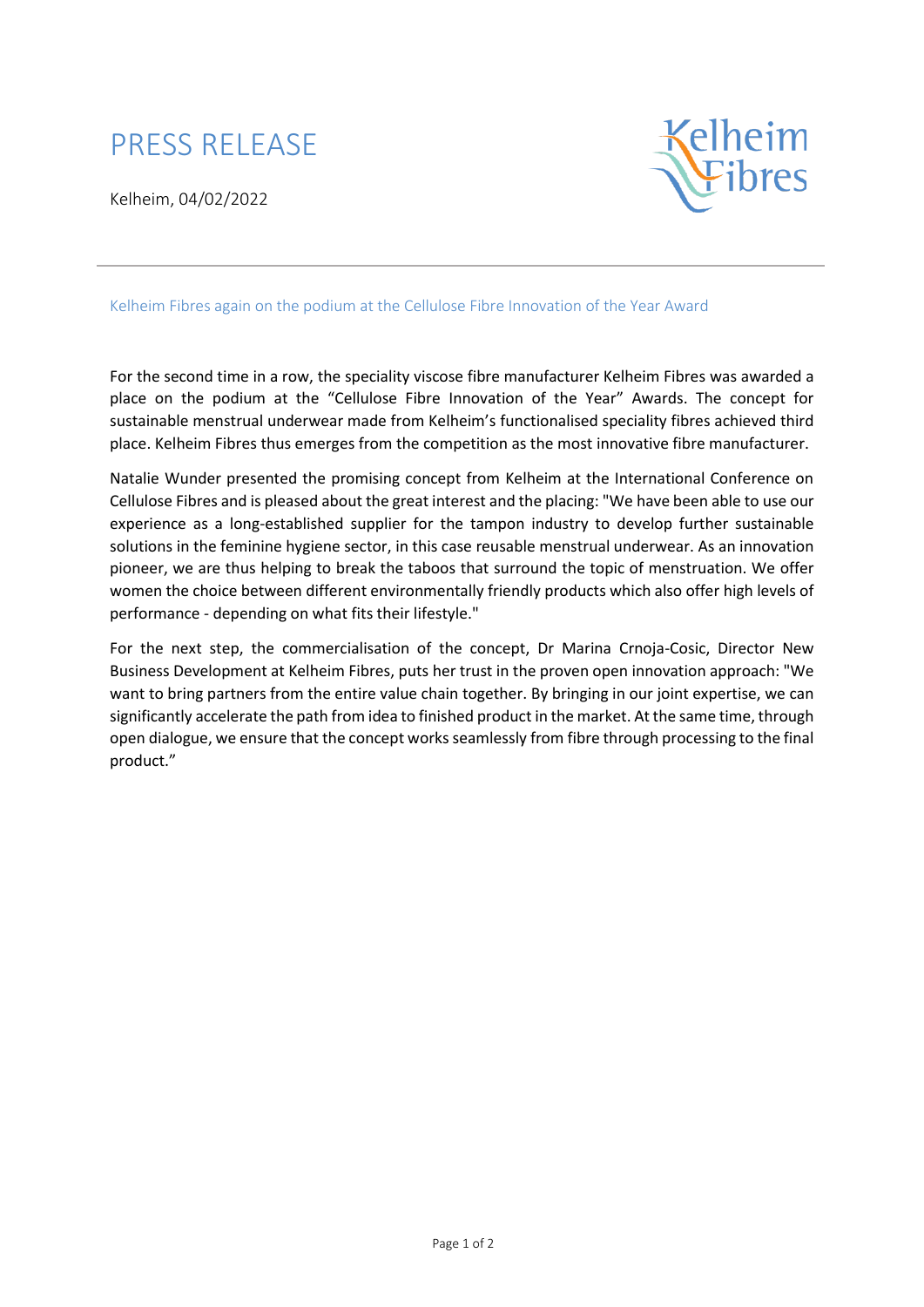# PRESS RELEASE

Kelheim, 04/02/2022

Kelheim Fibres

---

## Kelheim Fibres again on the podium at the Cellulose Fibre Innovation of the Year Award

For the second time in a row, the speciality viscose fibre manufacturer Kelheim Fibres was awarded a place on the podium at the “Cellulose Fibre Innovation of the Year” Awards. The concept for sustainable menstrual underwear made from Kelheim’s functionalised speciality fibres achieved third place. Kelheim Fibres thus emerges from the competition as the most innovative fibre manufacturer.

Natalie Wunder presented the promising concept from Kelheim at the International Conference on Cellulose Fibres and is pleased about the great interest and the placing: "We have been able to use our experience as a long-established supplier for the tampon industry to develop further sustainable solutions in the feminine hygiene sector, in this case reusable menstrual underwear. As an innovation pioneer, we are thus helping to break the taboos that surround the topic of menstruation. We offer women the choice between different environmentally friendly products which also offer high levels of performance - depending on what fits their lifestyle."

For the next step, the commercialisation of the concept, Dr Marina Crnoja-Cosic, Director New Business Development at Kelheim Fibres, puts her trust in the proven open innovation approach: "We want to bring partners from the entire value chain together. By bringing in our joint expertise, we can significantly accelerate the path from idea to finished product in the market. At the same time, through open dialogue, we ensure that the concept works seamlessly from fibre through processing to the final product.”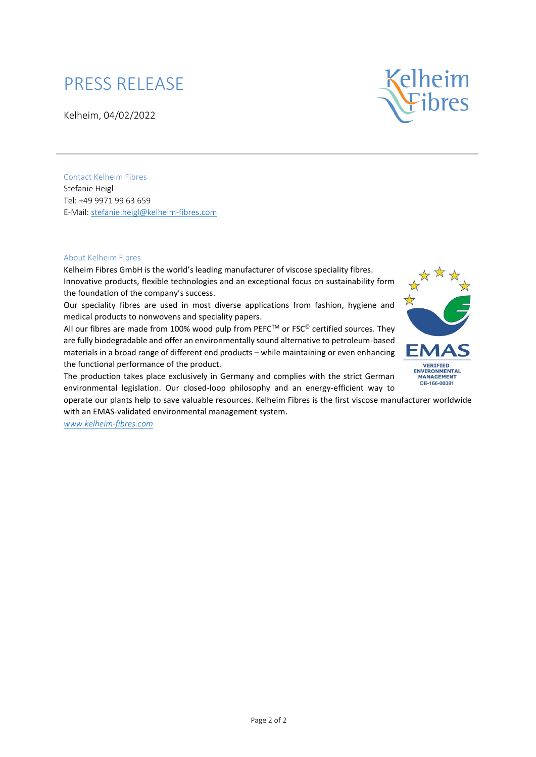# PRESS RELEASE

Kelheim, 04/02/2022

Contact Kelheim Fibres

Stefanie Heigl
Tel: +49 9971 99 63 659
E-Mail: stefanie.heigl@kelheim-fibres.com

About Kelheim Fibres

Kelheim Fibres GmbH is the world's leading manufacturer of viscose speciality fibres. Innovative products, flexible technologies and an exceptional focus on sustainability form the foundation of the company's success.

Our speciality fibres are used in most diverse applications from fashion, hygiene and medical products to nonwovens and speciality papers.

All our fibres are made from 100% wood pulp from PEFC™ or FSC© certified sources. They are fully biodegradable and offer an environmentally sound alternative to petroleum-based materials in a broad range of different end products – while maintaining or even enhancing the functional performance of the product.

The production takes place exclusively in Germany and complies with the strict German environmental legislation. Our closed-loop philosophy and an energy-efficient way to operate our plants help to save valuable resources. Kelheim Fibres is the first viscose manufacturer worldwide with an EMAS-validated environmental management system.

*www.kelheim-fibres.com*

EMAS
VERIFIED ENVIRONMENTAL MANAGEMENT
DE-166-00081